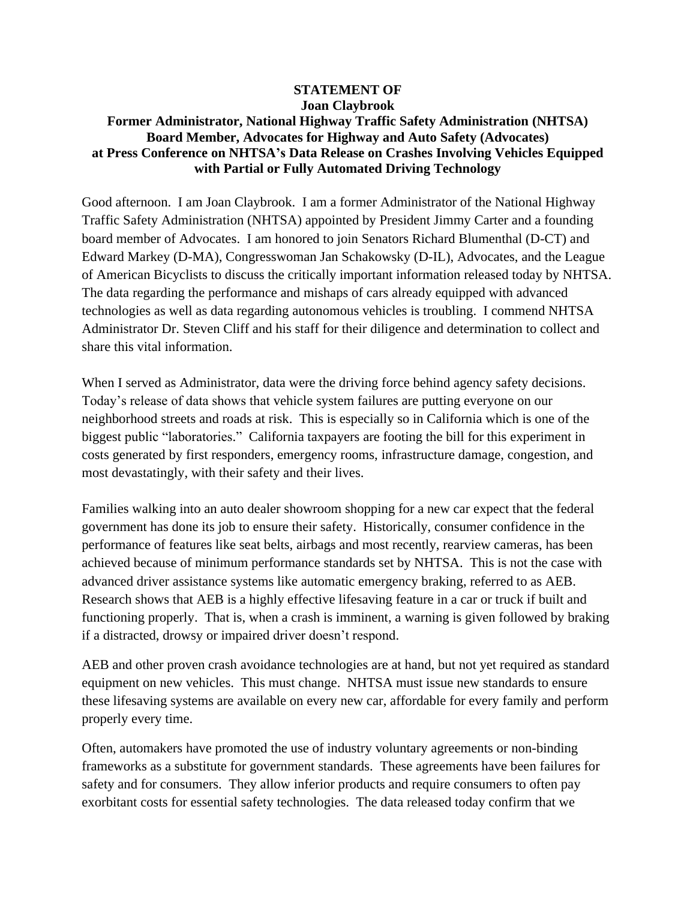**STATEMENT OF**
**Joan Claybrook**
**Former Administrator, National Highway Traffic Safety Administration (NHTSA)**
**Board Member, Advocates for Highway and Auto Safety (Advocates)**
**at Press Conference on NHTSA's Data Release on Crashes Involving Vehicles Equipped with Partial or Fully Automated Driving Technology**

Good afternoon. I am Joan Claybrook. I am a former Administrator of the National Highway Traffic Safety Administration (NHTSA) appointed by President Jimmy Carter and a founding board member of Advocates. I am honored to join Senators Richard Blumenthal (D-CT) and Edward Markey (D-MA), Congresswoman Jan Schakowsky (D-IL), Advocates, and the League of American Bicyclists to discuss the critically important information released today by NHTSA. The data regarding the performance and mishaps of cars already equipped with advanced technologies as well as data regarding autonomous vehicles is troubling. I commend NHTSA Administrator Dr. Steven Cliff and his staff for their diligence and determination to collect and share this vital information.

When I served as Administrator, data were the driving force behind agency safety decisions. Today's release of data shows that vehicle system failures are putting everyone on our neighborhood streets and roads at risk. This is especially so in California which is one of the biggest public "laboratories." California taxpayers are footing the bill for this experiment in costs generated by first responders, emergency rooms, infrastructure damage, congestion, and most devastatingly, with their safety and their lives.

Families walking into an auto dealer showroom shopping for a new car expect that the federal government has done its job to ensure their safety. Historically, consumer confidence in the performance of features like seat belts, airbags and most recently, rearview cameras, has been achieved because of minimum performance standards set by NHTSA. This is not the case with advanced driver assistance systems like automatic emergency braking, referred to as AEB. Research shows that AEB is a highly effective lifesaving feature in a car or truck if built and functioning properly. That is, when a crash is imminent, a warning is given followed by braking if a distracted, drowsy or impaired driver doesn't respond.

AEB and other proven crash avoidance technologies are at hand, but not yet required as standard equipment on new vehicles. This must change. NHTSA must issue new standards to ensure these lifesaving systems are available on every new car, affordable for every family and perform properly every time.

Often, automakers have promoted the use of industry voluntary agreements or non-binding frameworks as a substitute for government standards. These agreements have been failures for safety and for consumers. They allow inferior products and require consumers to often pay exorbitant costs for essential safety technologies. The data released today confirm that we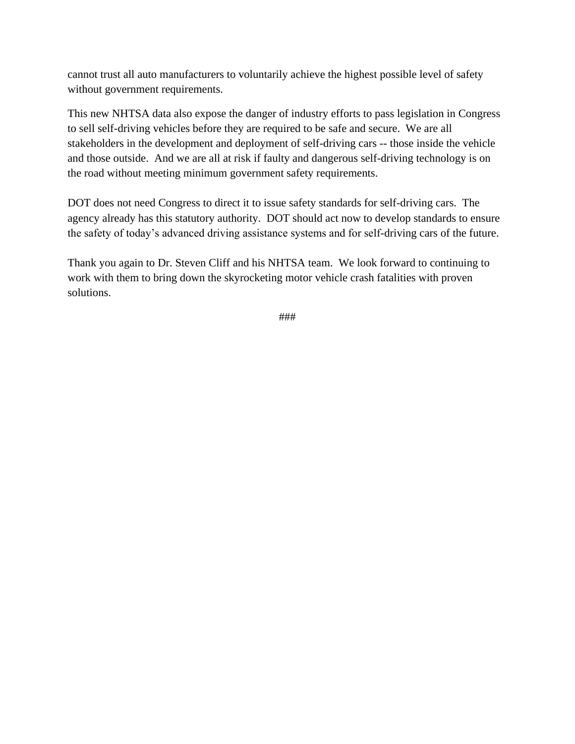cannot trust all auto manufacturers to voluntarily achieve the highest possible level of safety without government requirements.

This new NHTSA data also expose the danger of industry efforts to pass legislation in Congress to sell self-driving vehicles before they are required to be safe and secure. We are all stakeholders in the development and deployment of self-driving cars -- those inside the vehicle and those outside. And we are all at risk if faulty and dangerous self-driving technology is on the road without meeting minimum government safety requirements.

DOT does not need Congress to direct it to issue safety standards for self-driving cars. The agency already has this statutory authority. DOT should act now to develop standards to ensure the safety of today's advanced driving assistance systems and for self-driving cars of the future.

Thank you again to Dr. Steven Cliff and his NHTSA team. We look forward to continuing to work with them to bring down the skyrocketing motor vehicle crash fatalities with proven solutions.

###